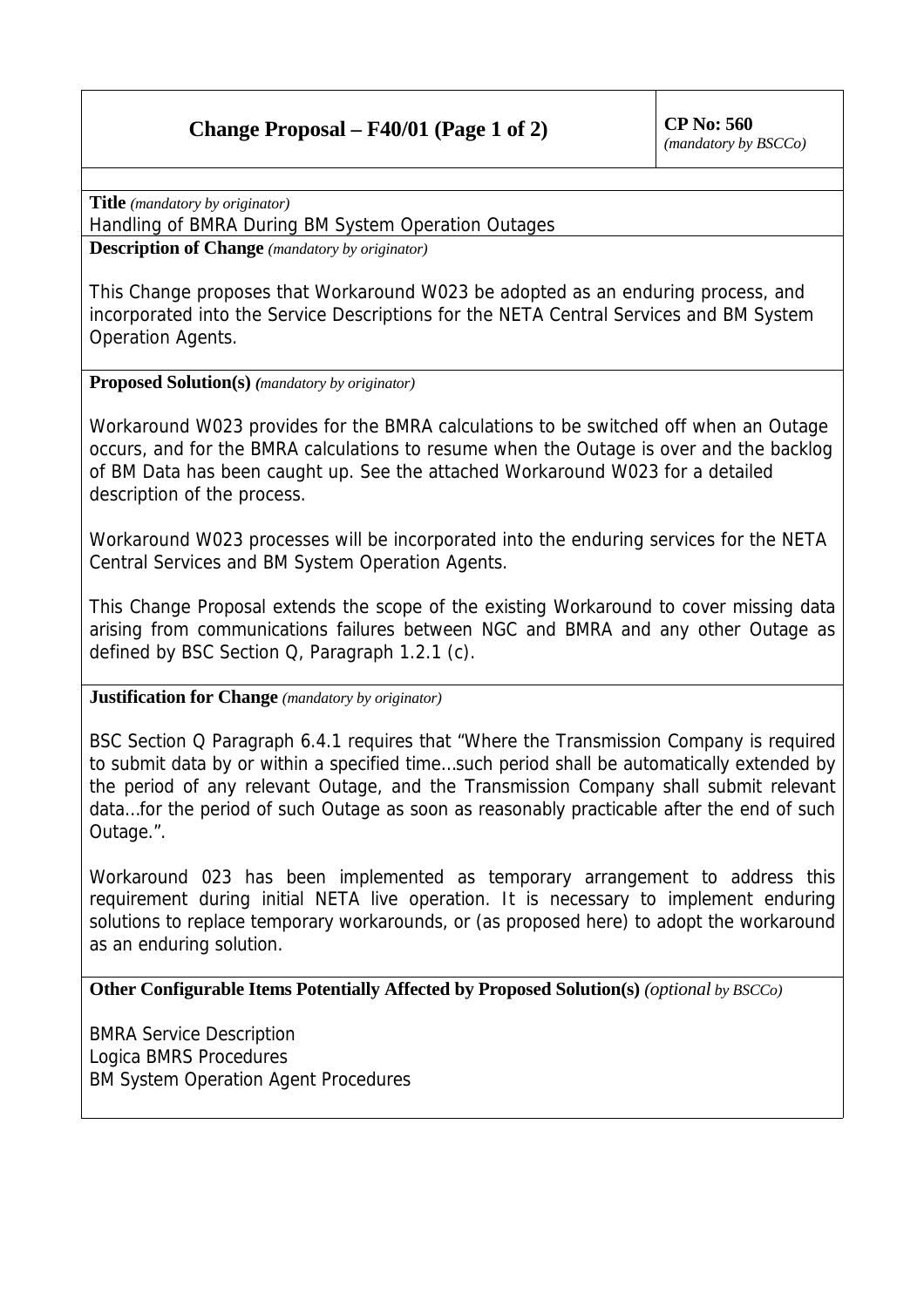| **Change Proposal – F40/01 (Page 1 of 2)** | **CP No: 560** *(mandatory by BSCCo)* |
| --- | --- |

**Title** *(mandatory by originator)*

Handling of BMRA During BM System Operation Outages

**Description of Change** *(mandatory by originator)*

This Change proposes that Workaround W023 be adopted as an enduring process, and incorporated into the Service Descriptions for the NETA Central Services and BM System Operation Agents.

**Proposed Solution(s)** *(mandatory by originator)*

Workaround W023 provides for the BMRA calculations to be switched off when an Outage occurs, and for the BMRA calculations to resume when the Outage is over and the backlog of BM Data has been caught up. See the attached Workaround W023 for a detailed description of the process.

Workaround W023 processes will be incorporated into the enduring services for the NETA Central Services and BM System Operation Agents.

This Change Proposal extends the scope of the existing Workaround to cover missing data arising from communications failures between NGC and BMRA and any other Outage as defined by BSC Section Q, Paragraph 1.2.1 (c).

**Justification for Change** *(mandatory by originator)*

BSC Section Q Paragraph 6.4.1 requires that "Where the Transmission Company is required to submit data by or within a specified time…such period shall be automatically extended by the period of any relevant Outage, and the Transmission Company shall submit relevant data…for the period of such Outage as soon as reasonably practicable after the end of such Outage.".

Workaround 023 has been implemented as temporary arrangement to address this requirement during initial NETA live operation. It is necessary to implement enduring solutions to replace temporary workarounds, or (as proposed here) to adopt the workaround as an enduring solution.

**Other Configurable Items Potentially Affected by Proposed Solution(s)** *(optional by BSCCo)*

BMRA Service Description
Logica BMRS Procedures
BM System Operation Agent Procedures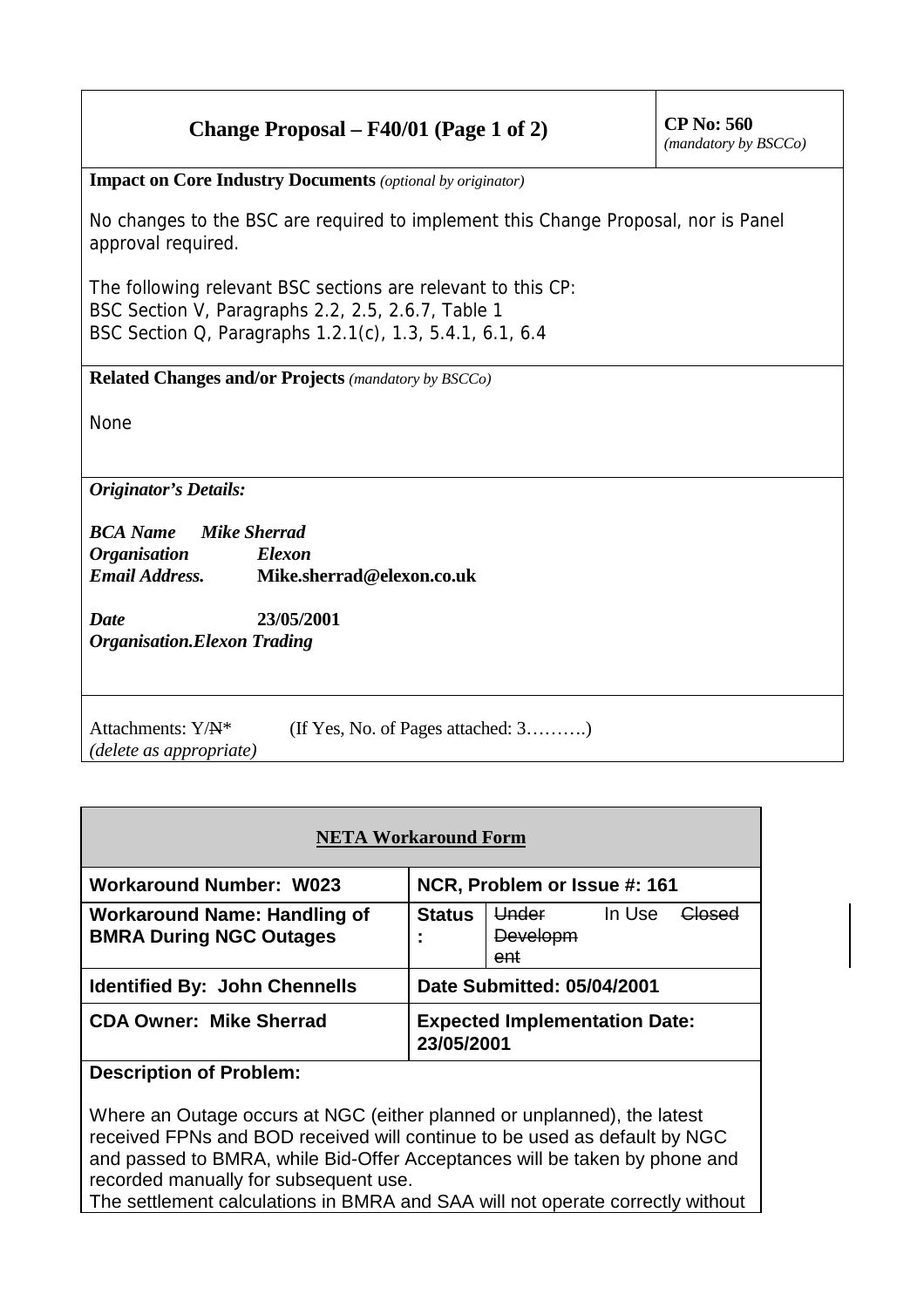| Change Proposal – F40/01 (Page 1 of 2) | **CP No: 560** *(mandatory by BSCCo)* |
|---|---|

**Impact on Core Industry Documents** *(optional by originator)*

No changes to the BSC are required to implement this Change Proposal, nor is Panel approval required.

The following relevant BSC sections are relevant to this CP:
BSC Section V, Paragraphs 2.2, 2.5, 2.6.7, Table 1
BSC Section Q, Paragraphs 1.2.1(c), 1.3, 5.4.1, 6.1, 6.4

**Related Changes and/or Projects** *(mandatory by BSCCo)*

None

***Originator's Details:***

***BCA Name*** ***Mike Sherrad***
***Organisation*** ***Elexon***
***Email Address.*** **Mike.sherrad@elexon.co.uk**

***Date*** **23/05/2001**
***Organisation.Elexon Trading***

Attachments: Y/~~N~~* (If Yes, No. of Pages attached: 3……….)
*(delete as appropriate)*

| **NETA Workaround Form** | |
|---|---|
| **Workaround Number: W023** | **NCR, Problem or Issue #: 161** |
| **Workaround Name: Handling of BMRA During NGC Outages** | **Status:** ~~Under Development~~ In Use ~~Closed~~ |
| **Identified By: John Chennells** | **Date Submitted: 05/04/2001** |
| **CDA Owner: Mike Sherrad** | **Expected Implementation Date: 23/05/2001** |

**Description of Problem:**

Where an Outage occurs at NGC (either planned or unplanned), the latest received FPNs and BOD received will continue to be used as default by NGC and passed to BMRA, while Bid-Offer Acceptances will be taken by phone and recorded manually for subsequent use.
The settlement calculations in BMRA and SAA will not operate correctly without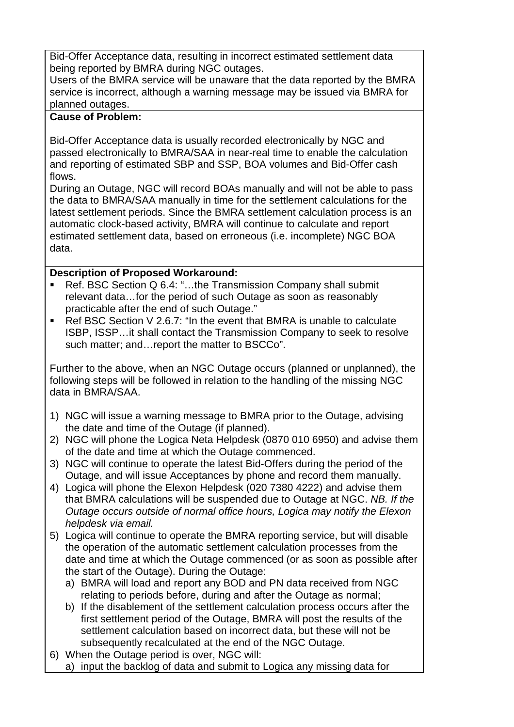Bid-Offer Acceptance data, resulting in incorrect estimated settlement data being reported by BMRA during NGC outages.
Users of the BMRA service will be unaware that the data reported by the BMRA service is incorrect, although a warning message may be issued via BMRA for planned outages.

**Cause of Problem:**

Bid-Offer Acceptance data is usually recorded electronically by NGC and passed electronically to BMRA/SAA in near-real time to enable the calculation and reporting of estimated SBP and SSP, BOA volumes and Bid-Offer cash flows.
During an Outage, NGC will record BOAs manually and will not be able to pass the data to BMRA/SAA manually in time for the settlement calculations for the latest settlement periods. Since the BMRA settlement calculation process is an automatic clock-based activity, BMRA will continue to calculate and report estimated settlement data, based on erroneous (i.e. incomplete) NGC BOA data.

**Description of Proposed Workaround:**

- Ref. BSC Section Q 6.4: "…the Transmission Company shall submit relevant data…for the period of such Outage as soon as reasonably practicable after the end of such Outage."
- Ref BSC Section V 2.6.7: "In the event that BMRA is unable to calculate ISBP, ISSP…it shall contact the Transmission Company to seek to resolve such matter; and…report the matter to BSCCo".

Further to the above, when an NGC Outage occurs (planned or unplanned), the following steps will be followed in relation to the handling of the missing NGC data in BMRA/SAA.

1) NGC will issue a warning message to BMRA prior to the Outage, advising the date and time of the Outage (if planned).
2) NGC will phone the Logica Neta Helpdesk (0870 010 6950) and advise them of the date and time at which the Outage commenced.
3) NGC will continue to operate the latest Bid-Offers during the period of the Outage, and will issue Acceptances by phone and record them manually.
4) Logica will phone the Elexon Helpdesk (020 7380 4222) and advise them that BMRA calculations will be suspended due to Outage at NGC. *NB. If the Outage occurs outside of normal office hours, Logica may notify the Elexon helpdesk via email.*
5) Logica will continue to operate the BMRA reporting service, but will disable the operation of the automatic settlement calculation processes from the date and time at which the Outage commenced (or as soon as possible after the start of the Outage). During the Outage:
   a) BMRA will load and report any BOD and PN data received from NGC relating to periods before, during and after the Outage as normal;
   b) If the disablement of the settlement calculation process occurs after the first settlement period of the Outage, BMRA will post the results of the settlement calculation based on incorrect data, but these will not be subsequently recalculated at the end of the NGC Outage.
6) When the Outage period is over, NGC will:
   a) input the backlog of data and submit to Logica any missing data for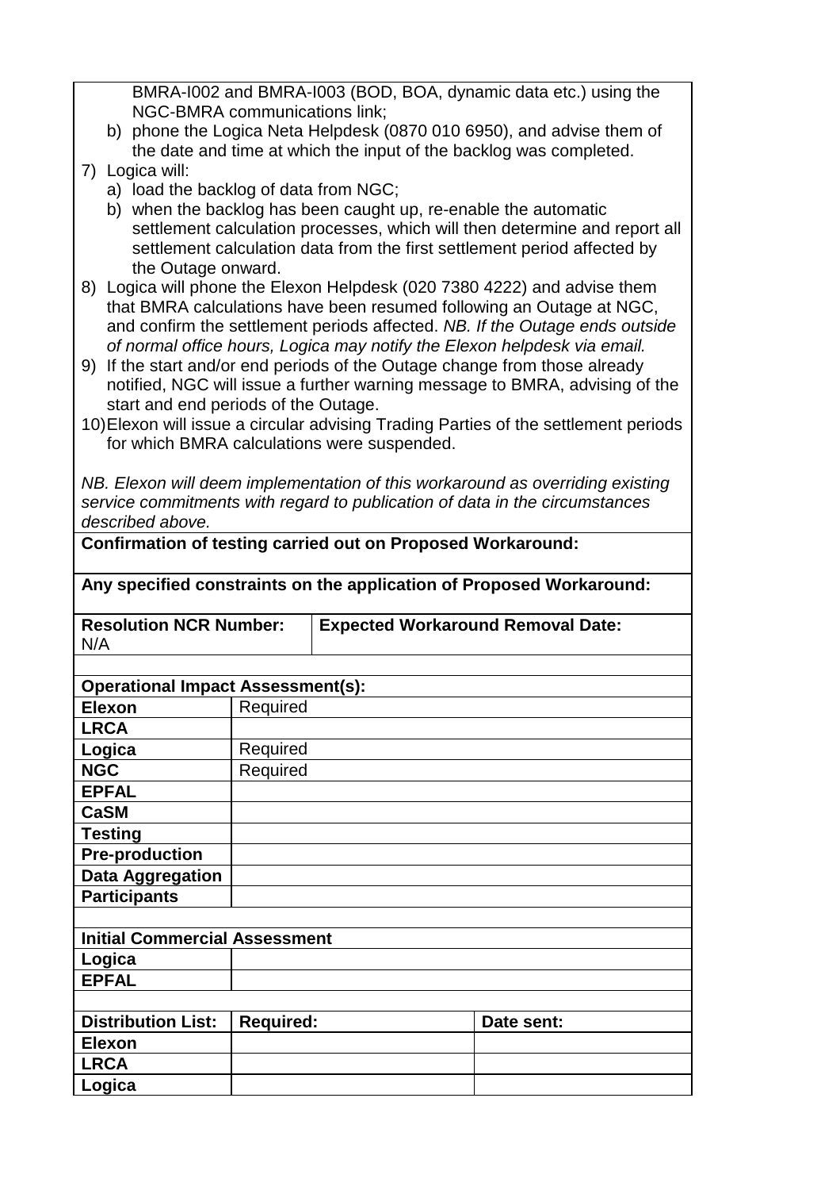BMRA-I002 and BMRA-I003 (BOD, BOA, dynamic data etc.) using the NGC-BMRA communications link;

   b) phone the Logica Neta Helpdesk (0870 010 6950), and advise them of the date and time at which the input of the backlog was completed.

7) Logica will:
   a) load the backlog of data from NGC;
   b) when the backlog has been caught up, re-enable the automatic settlement calculation processes, which will then determine and report all settlement calculation data from the first settlement period affected by the Outage onward.
8) Logica will phone the Elexon Helpdesk (020 7380 4222) and advise them that BMRA calculations have been resumed following an Outage at NGC, and confirm the settlement periods affected. *NB. If the Outage ends outside of normal office hours, Logica may notify the Elexon helpdesk via email.*
9) If the start and/or end periods of the Outage change from those already notified, NGC will issue a further warning message to BMRA, advising of the start and end periods of the Outage.
10) Elexon will issue a circular advising Trading Parties of the settlement periods for which BMRA calculations were suspended.

*NB. Elexon will deem implementation of this workaround as overriding existing service commitments with regard to publication of data in the circumstances described above.*

**Confirmation of testing carried out on Proposed Workaround:**

**Any specified constraints on the application of Proposed Workaround:**

| **Resolution NCR Number:** N/A | **Expected Workaround Removal Date:** |
|---|---|

| **Operational Impact Assessment(s):** | |
|---|---|
| **Elexon** | Required |
| **LRCA** | |
| **Logica** | Required |
| **NGC** | Required |
| **EPFAL** | |
| **CaSM** | |
| **Testing** | |
| **Pre-production** | |
| **Data Aggregation** | |
| **Participants** | |

| **Initial Commercial Assessment** | |
|---|---|
| **Logica** | |
| **EPFAL** | |

| **Distribution List:** | **Required:** | **Date sent:** |
|---|---|---|
| **Elexon** | | |
| **LRCA** | | |
| **Logica** | | |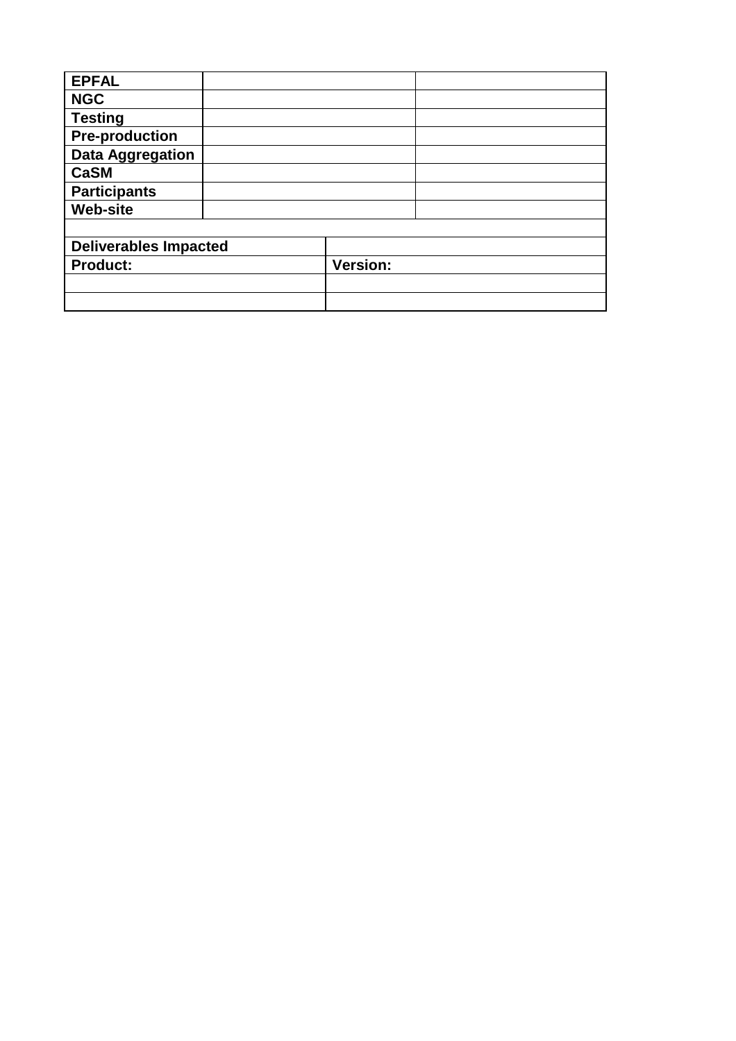| | | |
|---|---|---|
| **EPFAL** | | |
| **NGC** | | |
| **Testing** | | |
| **Pre-production** | | |
| **Data Aggregation** | | |
| **CaSM** | | |
| **Participants** | | |
| **Web-site** | | |

| | |
|---|---|
| **Deliverables Impacted** | |
| **Product:** | **Version:** |
| | |
| | |